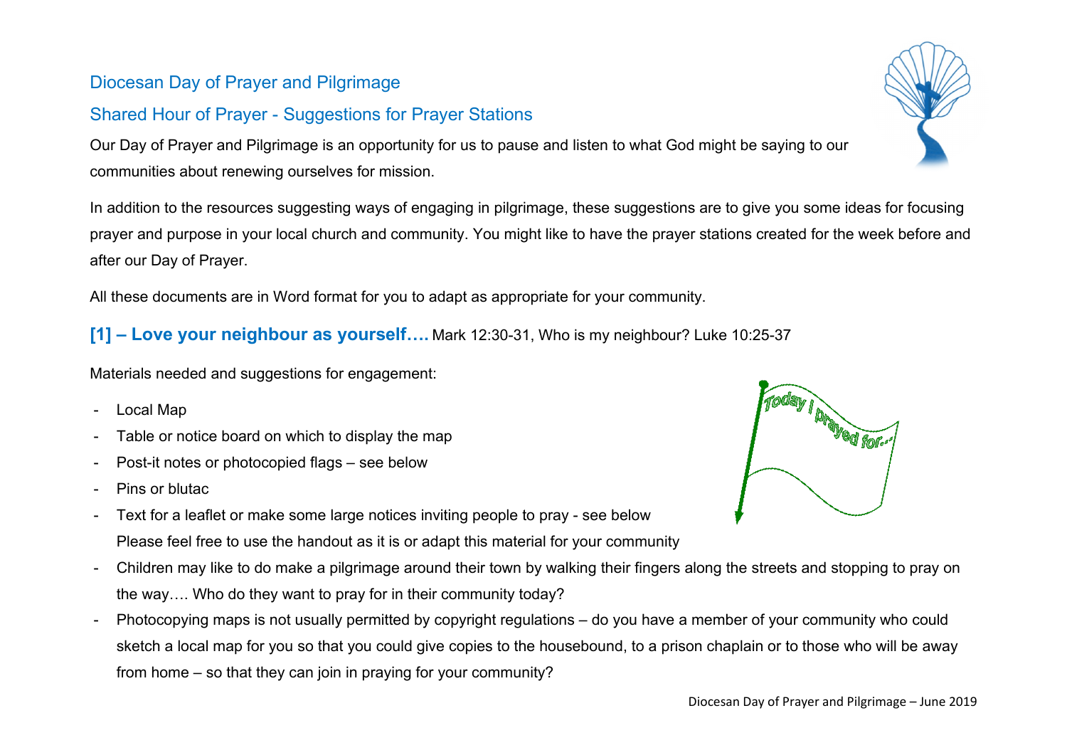## Diocesan Day of Prayer and Pilgrimage

## Shared Hour of Prayer - Suggestions for Prayer Stations

Our Day of Prayer and Pilgrimage is an opportunity for us to pause and listen to what God might be saying to our communities about renewing ourselves for mission.

In addition to the resources suggesting ways of engaging in pilgrimage, these suggestions are to give you some ideas for focusing prayer and purpose in your local church and community. You might like to have the prayer stations created for the week before and after our Day of Prayer.

All these documents are in Word format for you to adapt as appropriate for your community.

### [1] – Love your neighbour as yourself…. Mark 12:30-31, Who is my neighbour? Luke 10:25-37

Materials needed and suggestions for engagement:

- Local Map
- Table or notice board on which to display the map
- Post-it notes or photocopied flags – see below
- Pins or blutac
- Text for a leaflet or make some large notices inviting people to pray - see below
  Please feel free to use the handout as it is or adapt this material for your community
- Children may like to do make a pilgrimage around their town by walking their fingers along the streets and stopping to pray on the way…. Who do they want to pray for in their community today?
- Photocopying maps is not usually permitted by copyright regulations – do you have a member of your community who could sketch a local map for you so that you could give copies to the housebound, to a prison chaplain or to those who will be away from home – so that they can join in praying for your community?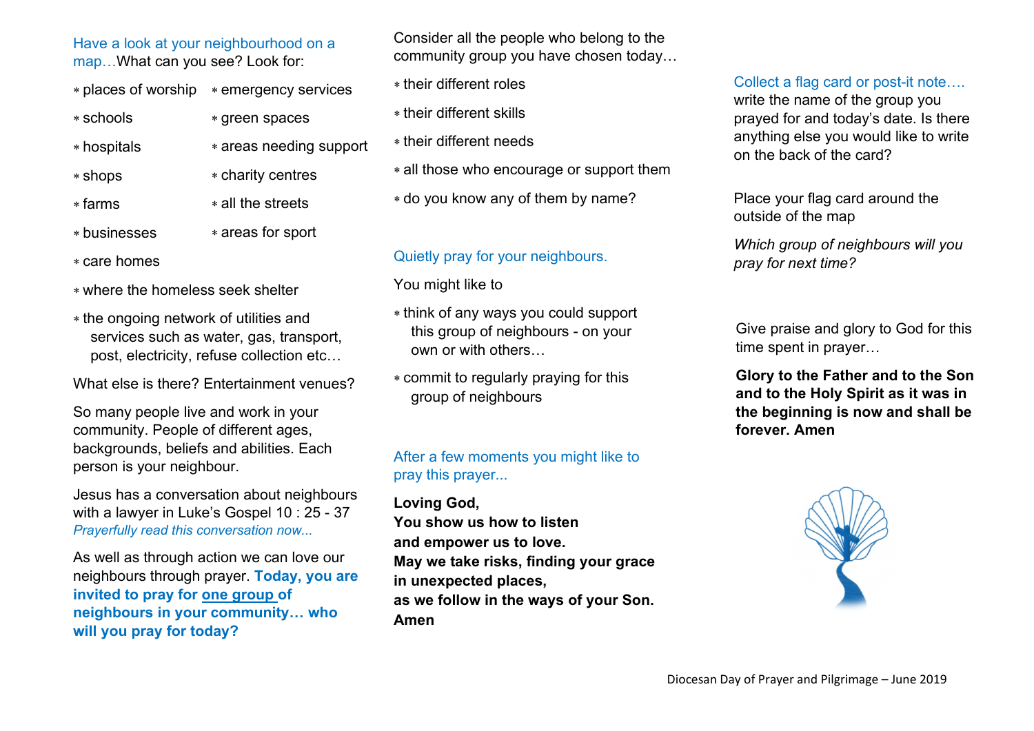Have a look at your neighbourhood on a map…What can you see? Look for:

- places of worship
- schools
- hospitals
- shops
- farms
- businesses
- care homes
- emergency services
- green spaces
- areas needing support
- charity centres
- all the streets
- areas for sport
- where the homeless seek shelter
- the ongoing network of utilities and services such as water, gas, transport, post, electricity, refuse collection etc…

What else is there? Entertainment venues?

So many people live and work in your community. People of different ages, backgrounds, beliefs and abilities. Each person is your neighbour.

Jesus has a conversation about neighbours with a lawyer in Luke's Gospel 10 : 25 - 37
*Prayerfully read this conversation now...*

As well as through action we can love our neighbours through prayer. **Today, you are invited to pray for one group of neighbours in your community… who will you pray for today?**

Consider all the people who belong to the community group you have chosen today…

- their different roles
- their different skills
- their different needs
- all those who encourage or support them
- do you know any of them by name?

Quietly pray for your neighbours.

You might like to

- think of any ways you could support this group of neighbours - on your own or with others…
- commit to regularly praying for this group of neighbours

After a few moments you might like to pray this prayer...

**Loving God,**
**You show us how to listen**
**and empower us to love.**
**May we take risks, finding your grace**
**in unexpected places,**
**as we follow in the ways of your Son.**
**Amen**

Collect a flag card or post-it note…. write the name of the group you prayed for and today's date. Is there anything else you would like to write on the back of the card?

Place your flag card around the outside of the map

*Which group of neighbours will you pray for next time?*

Give praise and glory to God for this time spent in prayer…

**Glory to the Father and to the Son and to the Holy Spirit as it was in the beginning is now and shall be forever. Amen**

Diocesan Day of Prayer and Pilgrimage – June 2019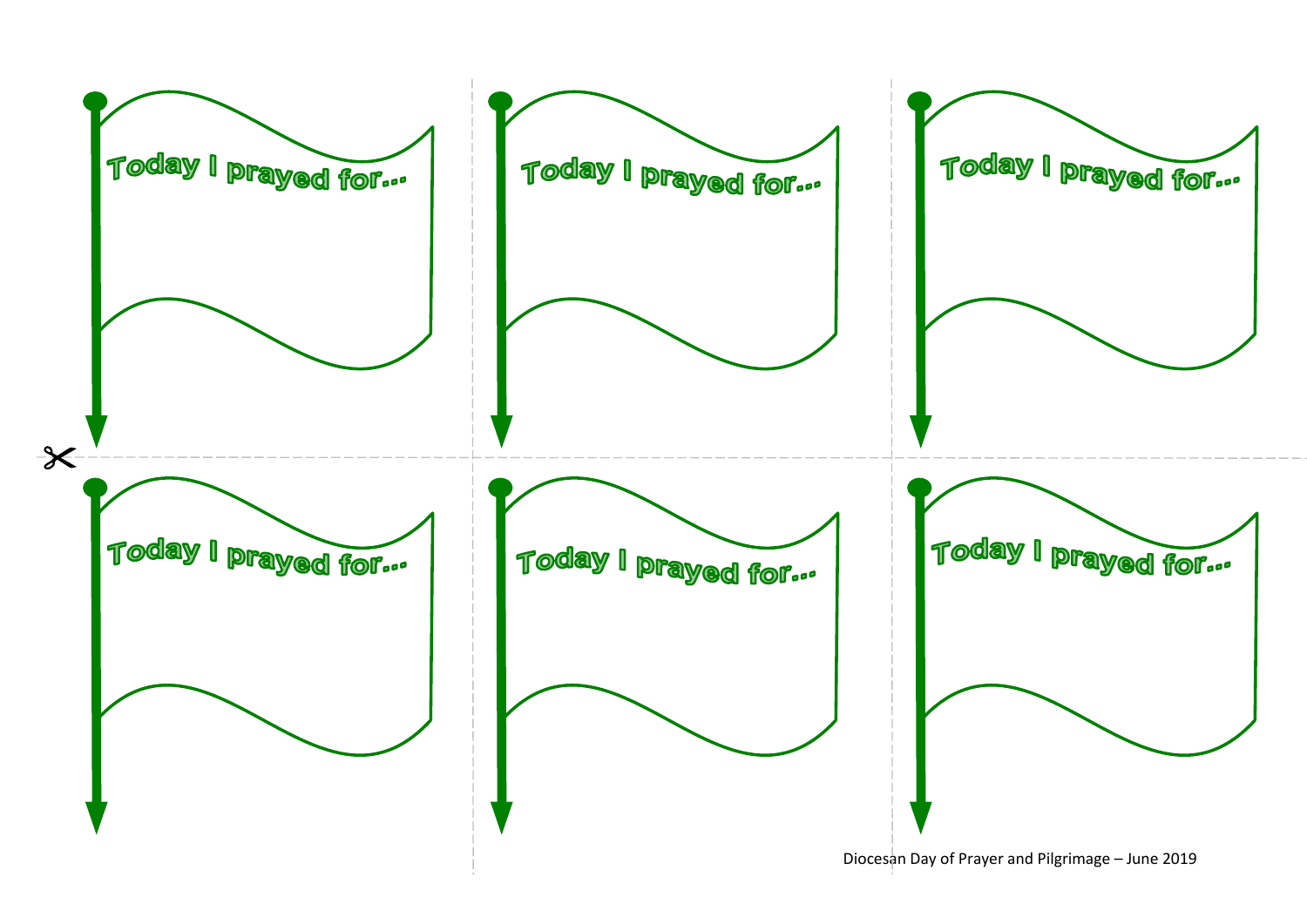Today I prayed for...

Today I prayed for...

Today I prayed for...

Today I prayed for...

Today I prayed for...

Today I prayed for...

Diocesan Day of Prayer and Pilgrimage – June 2019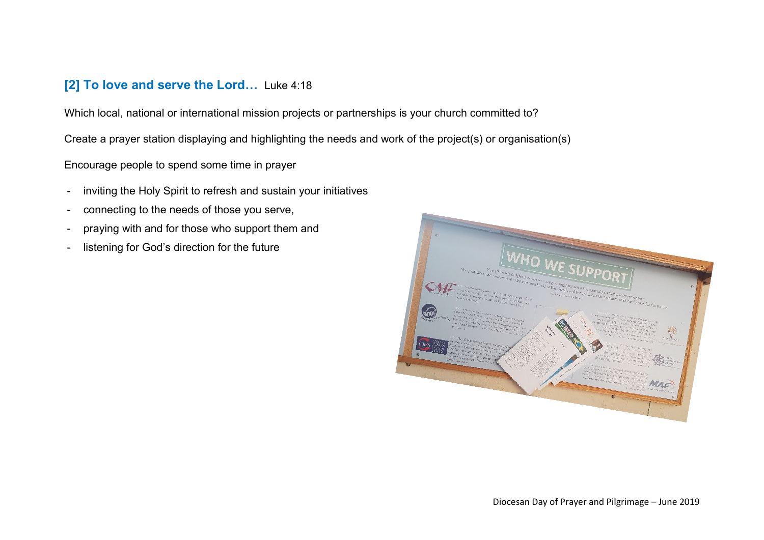## [2] To love and serve the Lord… Luke 4:18

Which local, national or international mission projects or partnerships is your church committed to?

Create a prayer station displaying and highlighting the needs and work of the project(s) or organisation(s)

Encourage people to spend some time in prayer

- inviting the Holy Spirit to refresh and sustain your initiatives
- connecting to the needs of those you serve,
- praying with and for those who support them and
- listening for God's direction for the future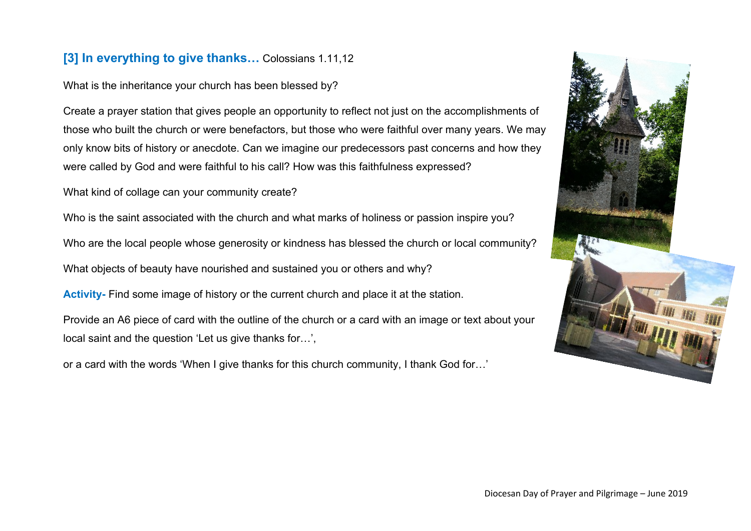## [3] In everything to give thanks… Colossians 1.11,12

What is the inheritance your church has been blessed by?

Create a prayer station that gives people an opportunity to reflect not just on the accomplishments of those who built the church or were benefactors, but those who were faithful over many years. We may only know bits of history or anecdote. Can we imagine our predecessors past concerns and how they were called by God and were faithful to his call? How was this faithfulness expressed?

What kind of collage can your community create?

Who is the saint associated with the church and what marks of holiness or passion inspire you?

Who are the local people whose generosity or kindness has blessed the church or local community?

What objects of beauty have nourished and sustained you or others and why?

**Activity-** Find some image of history or the current church and place it at the station.

Provide an A6 piece of card with the outline of the church or a card with an image or text about your local saint and the question 'Let us give thanks for…',

or a card with the words 'When I give thanks for this church community, I thank God for…'